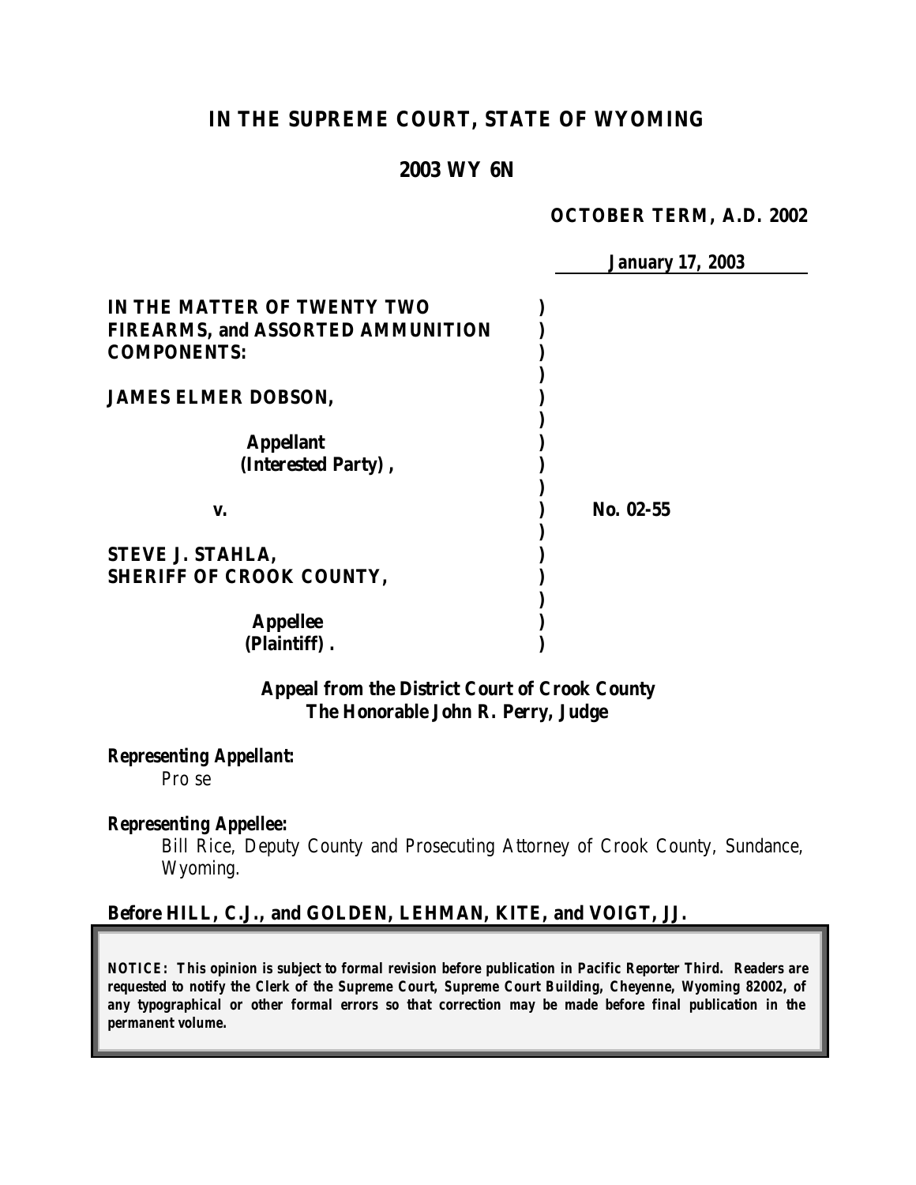# IN THE SUPREME COURT, STATE OF WYOMING

## 2003 WY 6N

**OCTOBER TERM, A.D. 2002**

**January 17, 2003**

| | | |
|---|---|---|
| **IN THE MATTER OF TWENTY TWO FIREARMS, and ASSORTED AMMUNITION COMPONENTS:** | ) | |
| **JAMES ELMER DOBSON,** | ) | |
| **Appellant (Interested Party),** | ) | |
| **v.** | ) | **No. 02-55** |
| **STEVE J. STAHLA, SHERIFF OF CROOK COUNTY,** | ) | |
| **Appellee (Plaintiff).** | ) | |

**Appeal from the District Court of Crook County**
**The Honorable John R. Perry, Judge**

***Representing Appellant:***
Pro se

***Representing Appellee:***
Bill Rice, Deputy County and Prosecuting Attorney of Crook County, Sundance, Wyoming.

**Before HILL, C.J., and GOLDEN, LEHMAN, KITE, and VOIGT, JJ.**

***NOTICE: This opinion is subject to formal revision before publication in Pacific Reporter Third. Readers are requested to notify the Clerk of the Supreme Court, Supreme Court Building, Cheyenne, Wyoming 82002, of any typographical or other formal errors so that correction may be made before final publication in the permanent volume.***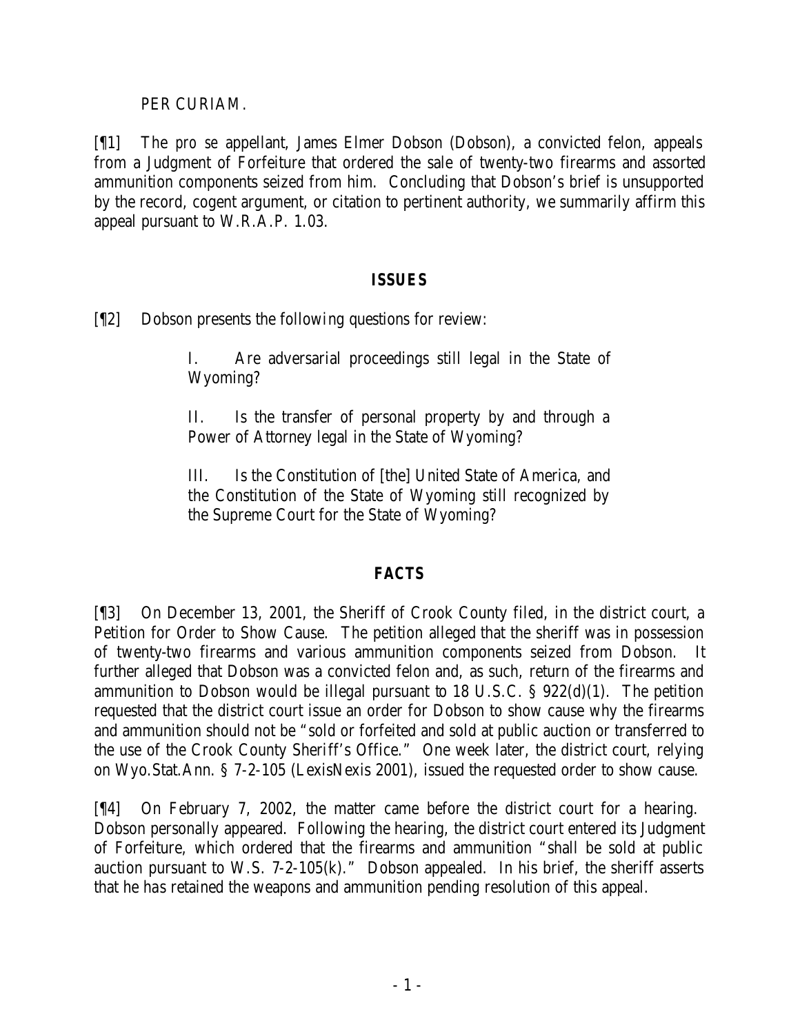PER CURIAM.

[¶1] The *pro se* appellant, James Elmer Dobson (Dobson), a convicted felon, appeals from a Judgment of Forfeiture that ordered the sale of twenty-two firearms and assorted ammunition components seized from him. Concluding that Dobson's brief is unsupported by the record, cogent argument, or citation to pertinent authority, we summarily affirm this appeal pursuant to W.R.A.P. 1.03.

## ISSUES

[¶2] Dobson presents the following questions for review:

> I. Are adversarial proceedings still legal in the State of Wyoming?
>
> II. Is the transfer of personal property by and through a Power of Attorney legal in the State of Wyoming?
>
> III. Is the Constitution of [the] United State of America, and the Constitution of the State of Wyoming still recognized by the Supreme Court for the State of Wyoming?

## FACTS

[¶3] On December 13, 2001, the Sheriff of Crook County filed, in the district court, a Petition for Order to Show Cause. The petition alleged that the sheriff was in possession of twenty-two firearms and various ammunition components seized from Dobson. It further alleged that Dobson was a convicted felon and, as such, return of the firearms and ammunition to Dobson would be illegal pursuant to 18 U.S.C. § 922(d)(1). The petition requested that the district court issue an order for Dobson to show cause why the firearms and ammunition should not be "sold or forfeited and sold at public auction or transferred to the use of the Crook County Sheriff's Office." One week later, the district court, relying on Wyo.Stat.Ann. § 7-2-105 (LexisNexis 2001), issued the requested order to show cause.

[¶4] On February 7, 2002, the matter came before the district court for a hearing. Dobson personally appeared. Following the hearing, the district court entered its Judgment of Forfeiture, which ordered that the firearms and ammunition "shall be sold at public auction pursuant to W.S. 7-2-105(k)." Dobson appealed. In his brief, the sheriff asserts that he has retained the weapons and ammunition pending resolution of this appeal.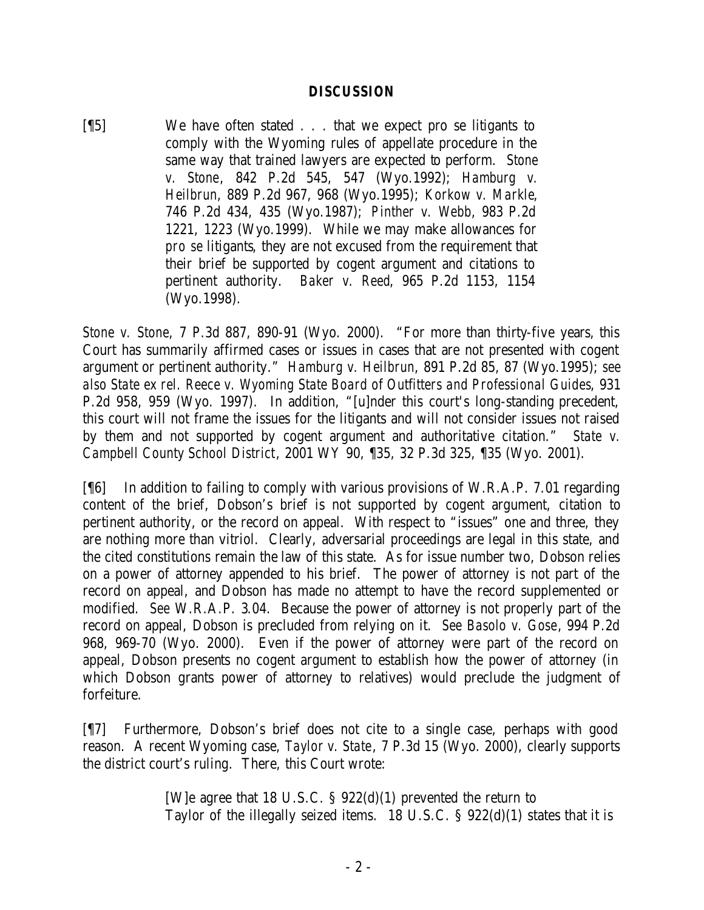## DISCUSSION

> [¶5] We have often stated . . . that we expect pro se litigants to comply with the Wyoming rules of appellate procedure in the same way that trained lawyers are expected to perform. *Stone v. Stone*, 842 P.2d 545, 547 (Wyo.1992); *Hamburg v. Heilbrun*, 889 P.2d 967, 968 (Wyo.1995); *Korkow v. Markle*, 746 P.2d 434, 435 (Wyo.1987); *Pinther v. Webb*, 983 P.2d 1221, 1223 (Wyo.1999). While we may make allowances for *pro se* litigants, they are not excused from the requirement that their brief be supported by cogent argument and citations to pertinent authority. *Baker v. Reed*, 965 P.2d 1153, 1154 (Wyo.1998).

*Stone v. Stone*, 7 P.3d 887, 890-91 (Wyo. 2000). "For more than thirty-five years, this Court has summarily affirmed cases or issues in cases that are not presented with cogent argument or pertinent authority." *Hamburg v. Heilbrun*, 891 P.2d 85, 87 (Wyo.1995); *see also State ex rel. Reece v. Wyoming State Board of Outfitters and Professional Guides*, 931 P.2d 958, 959 (Wyo. 1997). In addition, "[u]nder this court's long-standing precedent, this court will not frame the issues for the litigants and will not consider issues not raised by them and not supported by cogent argument and authoritative citation." *State v. Campbell County School District*, 2001 WY 90, ¶35, 32 P.3d 325, ¶35 (Wyo. 2001).

[¶6] In addition to failing to comply with various provisions of W.R.A.P. 7.01 regarding content of the brief, Dobson's brief is not supported by cogent argument, citation to pertinent authority, or the record on appeal. With respect to "issues" one and three, they are nothing more than vitriol. Clearly, adversarial proceedings are legal in this state, and the cited constitutions remain the law of this state. As for issue number two, Dobson relies on a power of attorney appended to his brief. The power of attorney is not part of the record on appeal, and Dobson has made no attempt to have the record supplemented or modified. *See* W.R.A.P. 3.04. Because the power of attorney is not properly part of the record on appeal, Dobson is precluded from relying on it. *See Basolo v. Gose*, 994 P.2d 968, 969-70 (Wyo. 2000). Even if the power of attorney were part of the record on appeal, Dobson presents no cogent argument to establish how the power of attorney (in which Dobson grants power of attorney to relatives) would preclude the judgment of forfeiture.

[¶7] Furthermore, Dobson's brief does not cite to a single case, perhaps with good reason. A recent Wyoming case, *Taylor v. State*, 7 P.3d 15 (Wyo. 2000), clearly supports the district court's ruling. There, this Court wrote:

> [W]e agree that 18 U.S.C. § 922(d)(1) prevented the return to Taylor of the illegally seized items. 18 U.S.C. § 922(d)(1) states that it is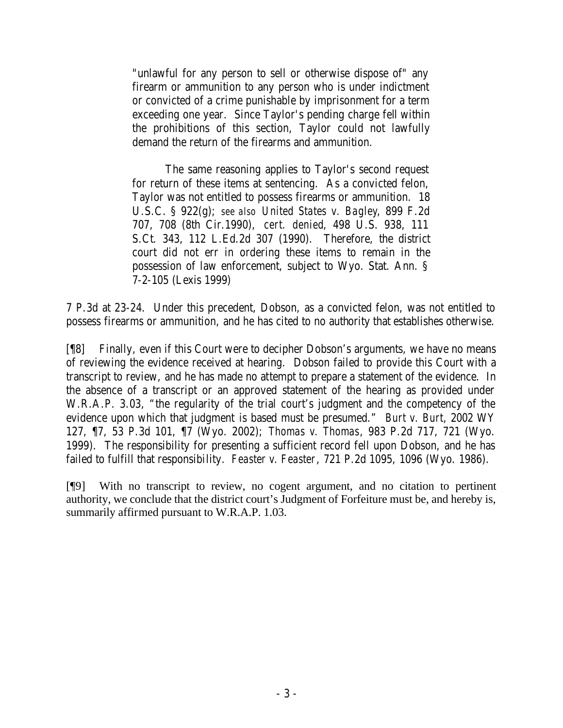> "unlawful for any person to sell or otherwise dispose of" any firearm or ammunition to any person who is under indictment or convicted of a crime punishable by imprisonment for a term exceeding one year. Since Taylor's pending charge fell within the prohibitions of this section, Taylor could not lawfully demand the return of the firearms and ammunition.
>
> The same reasoning applies to Taylor's second request for return of these items at sentencing. As a convicted felon, Taylor was not entitled to possess firearms or ammunition. 18 U.S.C. § 922(g); *see also United States v. Bagley*, 899 F.2d 707, 708 (8th Cir.1990), *cert. denied*, 498 U.S. 938, 111 S.Ct. 343, 112 L.Ed.2d 307 (1990). Therefore, the district court did not err in ordering these items to remain in the possession of law enforcement, subject to Wyo. Stat. Ann. § 7-2-105 (Lexis 1999)

7 P.3d at 23-24. Under this precedent, Dobson, as a convicted felon, was not entitled to possess firearms or ammunition, and he has cited to no authority that establishes otherwise.

[¶8] Finally, even if this Court were to decipher Dobson's arguments, we have no means of reviewing the evidence received at hearing. Dobson failed to provide this Court with a transcript to review, and he has made no attempt to prepare a statement of the evidence. In the absence of a transcript or an approved statement of the hearing as provided under W.R.A.P. 3.03, "the regularity of the trial court's judgment and the competency of the evidence upon which that judgment is based must be presumed." *Burt v. Burt*, 2002 WY 127, ¶7, 53 P.3d 101, ¶7 (Wyo. 2002); *Thomas v. Thomas*, 983 P.2d 717, 721 (Wyo. 1999). The responsibility for presenting a sufficient record fell upon Dobson, and he has failed to fulfill that responsibility. *Feaster v. Feaster*, 721 P.2d 1095, 1096 (Wyo. 1986).

[¶9] With no transcript to review, no cogent argument, and no citation to pertinent authority, we conclude that the district court's Judgment of Forfeiture must be, and hereby is, summarily affirmed pursuant to W.R.A.P. 1.03.